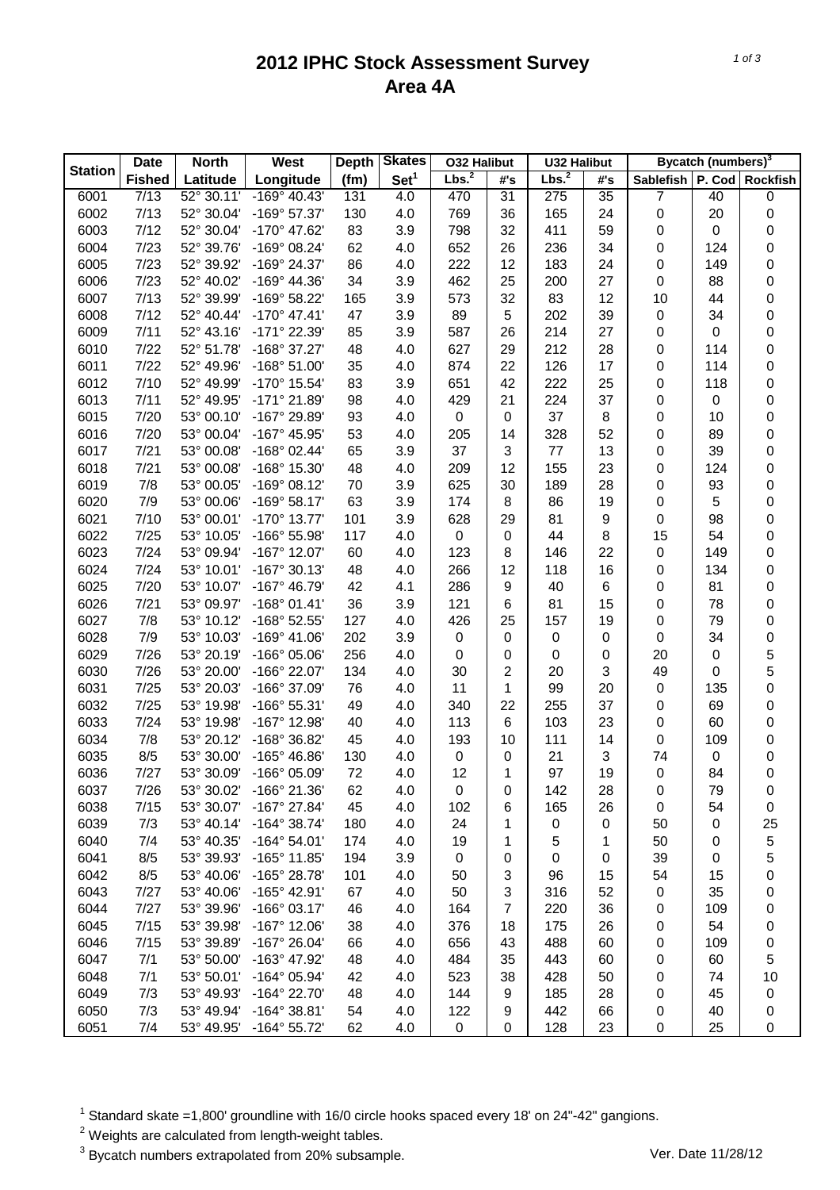# 2012 IPHC Stock Assessment Survey
## Area 4A

| Station | Date | North | West | Depth | Skates | O32 Halibut | | U32 Halibut | | Bycatch (numbers)[3] | | |
|---|---|---|---|---|---|---|---|---|---|---|---|---|
| | Fished | Latitude | Longitude | (fm) | Set[1] | Lbs.[2] | #'s | Lbs.[2] | #'s | Sablefish | P. Cod | Rockfish |
| 6001 | 7/13 | 52° 30.11' | -169° 40.43' | 131 | 4.0 | 470 | 31 | 275 | 35 | 7 | 40 | 0 |
| 6002 | 7/13 | 52° 30.04' | -169° 57.37' | 130 | 4.0 | 769 | 36 | 165 | 24 | 0 | 20 | 0 |
| 6003 | 7/12 | 52° 30.04' | -170° 47.62' | 83 | 3.9 | 798 | 32 | 411 | 59 | 0 | 0 | 0 |
| 6004 | 7/23 | 52° 39.76' | -169° 08.24' | 62 | 4.0 | 652 | 26 | 236 | 34 | 0 | 124 | 0 |
| 6005 | 7/23 | 52° 39.92' | -169° 24.37' | 86 | 4.0 | 222 | 12 | 183 | 24 | 0 | 149 | 0 |
| 6006 | 7/23 | 52° 40.02' | -169° 44.36' | 34 | 3.9 | 462 | 25 | 200 | 27 | 0 | 88 | 0 |
| 6007 | 7/13 | 52° 39.99' | -169° 58.22' | 165 | 3.9 | 573 | 32 | 83 | 12 | 10 | 44 | 0 |
| 6008 | 7/12 | 52° 40.44' | -170° 47.41' | 47 | 3.9 | 89 | 5 | 202 | 39 | 0 | 34 | 0 |
| 6009 | 7/11 | 52° 43.16' | -171° 22.39' | 85 | 3.9 | 587 | 26 | 214 | 27 | 0 | 0 | 0 |
| 6010 | 7/22 | 52° 51.78' | -168° 37.27' | 48 | 4.0 | 627 | 29 | 212 | 28 | 0 | 114 | 0 |
| 6011 | 7/22 | 52° 49.96' | -168° 51.00' | 35 | 4.0 | 874 | 22 | 126 | 17 | 0 | 114 | 0 |
| 6012 | 7/10 | 52° 49.99' | -170° 15.54' | 83 | 3.9 | 651 | 42 | 222 | 25 | 0 | 118 | 0 |
| 6013 | 7/11 | 52° 49.95' | -171° 21.89' | 98 | 4.0 | 429 | 21 | 224 | 37 | 0 | 0 | 0 |
| 6015 | 7/20 | 53° 00.10' | -167° 29.89' | 93 | 4.0 | 0 | 0 | 37 | 8 | 0 | 10 | 0 |
| 6016 | 7/20 | 53° 00.04' | -167° 45.95' | 53 | 4.0 | 205 | 14 | 328 | 52 | 0 | 89 | 0 |
| 6017 | 7/21 | 53° 00.08' | -168° 02.44' | 65 | 3.9 | 37 | 3 | 77 | 13 | 0 | 39 | 0 |
| 6018 | 7/21 | 53° 00.08' | -168° 15.30' | 48 | 4.0 | 209 | 12 | 155 | 23 | 0 | 124 | 0 |
| 6019 | 7/8 | 53° 00.05' | -169° 08.12' | 70 | 3.9 | 625 | 30 | 189 | 28 | 0 | 93 | 0 |
| 6020 | 7/9 | 53° 00.06' | -169° 58.17' | 63 | 3.9 | 174 | 8 | 86 | 19 | 0 | 5 | 0 |
| 6021 | 7/10 | 53° 00.01' | -170° 13.77' | 101 | 3.9 | 628 | 29 | 81 | 9 | 0 | 98 | 0 |
| 6022 | 7/25 | 53° 10.05' | -166° 55.98' | 117 | 4.0 | 0 | 0 | 44 | 8 | 15 | 54 | 0 |
| 6023 | 7/24 | 53° 09.94' | -167° 12.07' | 60 | 4.0 | 123 | 8 | 146 | 22 | 0 | 149 | 0 |
| 6024 | 7/24 | 53° 10.01' | -167° 30.13' | 48 | 4.0 | 266 | 12 | 118 | 16 | 0 | 134 | 0 |
| 6025 | 7/20 | 53° 10.07' | -167° 46.79' | 42 | 4.1 | 286 | 9 | 40 | 6 | 0 | 81 | 0 |
| 6026 | 7/21 | 53° 09.97' | -168° 01.41' | 36 | 3.9 | 121 | 6 | 81 | 15 | 0 | 78 | 0 |
| 6027 | 7/8 | 53° 10.12' | -168° 52.55' | 127 | 4.0 | 426 | 25 | 157 | 19 | 0 | 79 | 0 |
| 6028 | 7/9 | 53° 10.03' | -169° 41.06' | 202 | 3.9 | 0 | 0 | 0 | 0 | 0 | 34 | 0 |
| 6029 | 7/26 | 53° 20.19' | -166° 05.06' | 256 | 4.0 | 0 | 0 | 0 | 0 | 20 | 0 | 5 |
| 6030 | 7/26 | 53° 20.00' | -166° 22.07' | 134 | 4.0 | 30 | 2 | 20 | 3 | 49 | 0 | 5 |
| 6031 | 7/25 | 53° 20.03' | -166° 37.09' | 76 | 4.0 | 11 | 1 | 99 | 20 | 0 | 135 | 0 |
| 6032 | 7/25 | 53° 19.98' | -166° 55.31' | 49 | 4.0 | 340 | 22 | 255 | 37 | 0 | 69 | 0 |
| 6033 | 7/24 | 53° 19.98' | -167° 12.98' | 40 | 4.0 | 113 | 6 | 103 | 23 | 0 | 60 | 0 |
| 6034 | 7/8 | 53° 20.12' | -168° 36.82' | 45 | 4.0 | 193 | 10 | 111 | 14 | 0 | 109 | 0 |
| 6035 | 8/5 | 53° 30.00' | -165° 46.86' | 130 | 4.0 | 0 | 0 | 21 | 3 | 74 | 0 | 0 |
| 6036 | 7/27 | 53° 30.09' | -166° 05.09' | 72 | 4.0 | 12 | 1 | 97 | 19 | 0 | 84 | 0 |
| 6037 | 7/26 | 53° 30.02' | -166° 21.36' | 62 | 4.0 | 0 | 0 | 142 | 28 | 0 | 79 | 0 |
| 6038 | 7/15 | 53° 30.07' | -167° 27.84' | 45 | 4.0 | 102 | 6 | 165 | 26 | 0 | 54 | 0 |
| 6039 | 7/3 | 53° 40.14' | -164° 38.74' | 180 | 4.0 | 24 | 1 | 0 | 0 | 50 | 0 | 25 |
| 6040 | 7/4 | 53° 40.35' | -164° 54.01' | 174 | 4.0 | 19 | 1 | 5 | 1 | 50 | 0 | 5 |
| 6041 | 8/5 | 53° 39.93' | -165° 11.85' | 194 | 3.9 | 0 | 0 | 0 | 0 | 39 | 0 | 5 |
| 6042 | 8/5 | 53° 40.06' | -165° 28.78' | 101 | 4.0 | 50 | 3 | 96 | 15 | 54 | 15 | 0 |
| 6043 | 7/27 | 53° 40.06' | -165° 42.91' | 67 | 4.0 | 50 | 3 | 316 | 52 | 0 | 35 | 0 |
| 6044 | 7/27 | 53° 39.96' | -166° 03.17' | 46 | 4.0 | 164 | 7 | 220 | 36 | 0 | 109 | 0 |
| 6045 | 7/15 | 53° 39.98' | -167° 12.06' | 38 | 4.0 | 376 | 18 | 175 | 26 | 0 | 54 | 0 |
| 6046 | 7/15 | 53° 39.89' | -167° 26.04' | 66 | 4.0 | 656 | 43 | 488 | 60 | 0 | 109 | 0 |
| 6047 | 7/1 | 53° 50.00' | -163° 47.92' | 48 | 4.0 | 484 | 35 | 443 | 60 | 0 | 60 | 5 |
| 6048 | 7/1 | 53° 50.01' | -164° 05.94' | 42 | 4.0 | 523 | 38 | 428 | 50 | 0 | 74 | 10 |
| 6049 | 7/3 | 53° 49.93' | -164° 22.70' | 48 | 4.0 | 144 | 9 | 185 | 28 | 0 | 45 | 0 |
| 6050 | 7/3 | 53° 49.94' | -164° 38.81' | 54 | 4.0 | 122 | 9 | 442 | 66 | 0 | 40 | 0 |
| 6051 | 7/4 | 53° 49.95' | -164° 55.72' | 62 | 4.0 | 0 | 0 | 128 | 23 | 0 | 25 | 0 |

[1] Standard skate =1,800' groundline with 16/0 circle hooks spaced every 18' on 24"-42" gangions.

[2] Weights are calculated from length-weight tables.

[3] Bycatch numbers extrapolated from 20% subsample.

Ver. Date 11/28/12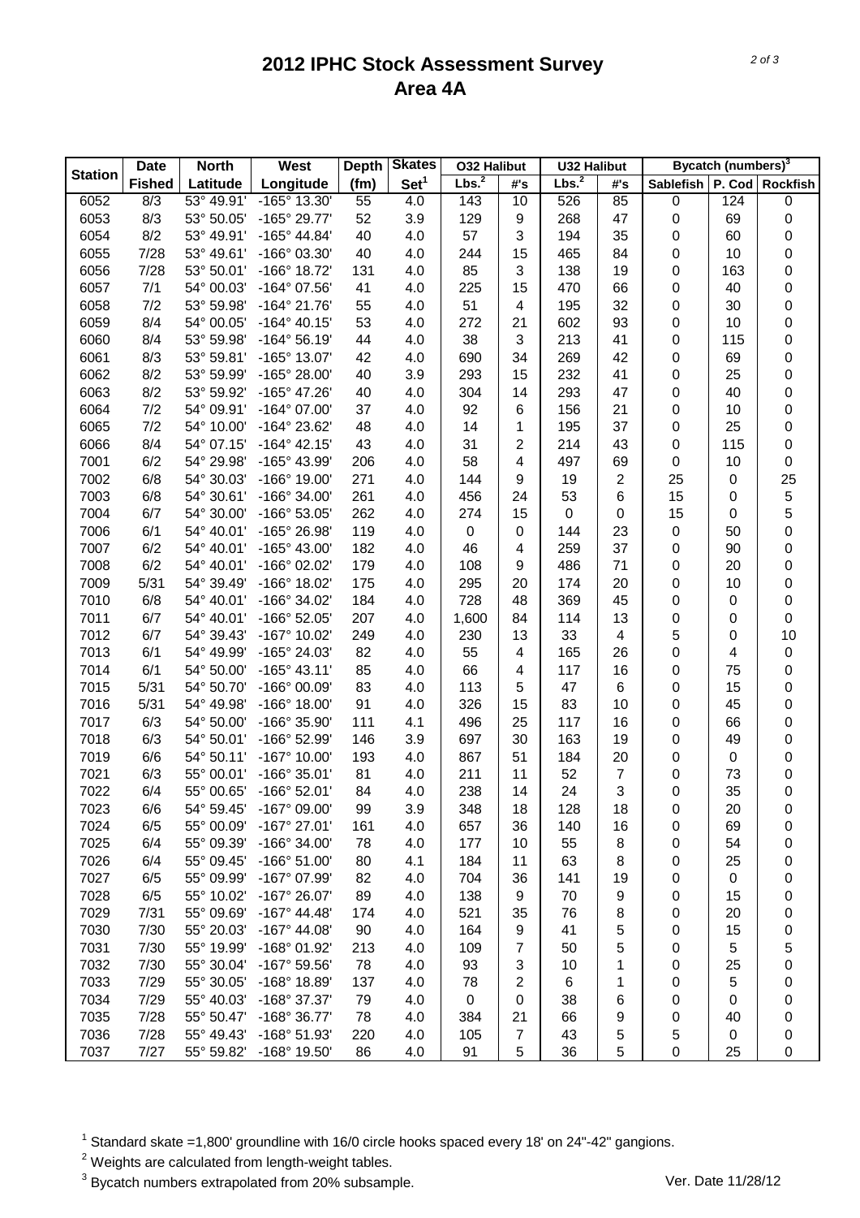# 2012 IPHC Stock Assessment Survey
## Area 4A

| Station | Date | North | West | Depth | Skates | O32 Halibut | | U32 Halibut | | Bycatch (numbers)[3] | | |
|---|---|---|---|---|---|---|---|---|---|---|---|---|
| | Fished | Latitude | Longitude | (fm) | Set[1] | Lbs.[2] | #'s | Lbs.[2] | #'s | Sablefish | P. Cod | Rockfish |
| 6052 | 8/3 | 53° 49.91' | -165° 13.30' | 55 | 4.0 | 143 | 10 | 526 | 85 | 0 | 124 | 0 |
| 6053 | 8/3 | 53° 50.05' | -165° 29.77' | 52 | 3.9 | 129 | 9 | 268 | 47 | 0 | 69 | 0 |
| 6054 | 8/2 | 53° 49.91' | -165° 44.84' | 40 | 4.0 | 57 | 3 | 194 | 35 | 0 | 60 | 0 |
| 6055 | 7/28 | 53° 49.61' | -166° 03.30' | 40 | 4.0 | 244 | 15 | 465 | 84 | 0 | 10 | 0 |
| 6056 | 7/28 | 53° 50.01' | -166° 18.72' | 131 | 4.0 | 85 | 3 | 138 | 19 | 0 | 163 | 0 |
| 6057 | 7/1 | 54° 00.03' | -164° 07.56' | 41 | 4.0 | 225 | 15 | 470 | 66 | 0 | 40 | 0 |
| 6058 | 7/2 | 53° 59.98' | -164° 21.76' | 55 | 4.0 | 51 | 4 | 195 | 32 | 0 | 30 | 0 |
| 6059 | 8/4 | 54° 00.05' | -164° 40.15' | 53 | 4.0 | 272 | 21 | 602 | 93 | 0 | 10 | 0 |
| 6060 | 8/4 | 53° 59.98' | -164° 56.19' | 44 | 4.0 | 38 | 3 | 213 | 41 | 0 | 115 | 0 |
| 6061 | 8/3 | 53° 59.81' | -165° 13.07' | 42 | 4.0 | 690 | 34 | 269 | 42 | 0 | 69 | 0 |
| 6062 | 8/2 | 53° 59.99' | -165° 28.00' | 40 | 3.9 | 293 | 15 | 232 | 41 | 0 | 25 | 0 |
| 6063 | 8/2 | 53° 59.92' | -165° 47.26' | 40 | 4.0 | 304 | 14 | 293 | 47 | 0 | 40 | 0 |
| 6064 | 7/2 | 54° 09.91' | -164° 07.00' | 37 | 4.0 | 92 | 6 | 156 | 21 | 0 | 10 | 0 |
| 6065 | 7/2 | 54° 10.00' | -164° 23.62' | 48 | 4.0 | 14 | 1 | 195 | 37 | 0 | 25 | 0 |
| 6066 | 8/4 | 54° 07.15' | -164° 42.15' | 43 | 4.0 | 31 | 2 | 214 | 43 | 0 | 115 | 0 |
| 7001 | 6/2 | 54° 29.98' | -165° 43.99' | 206 | 4.0 | 58 | 4 | 497 | 69 | 0 | 10 | 0 |
| 7002 | 6/8 | 54° 30.03' | -166° 19.00' | 271 | 4.0 | 144 | 9 | 19 | 2 | 25 | 0 | 25 |
| 7003 | 6/8 | 54° 30.61' | -166° 34.00' | 261 | 4.0 | 456 | 24 | 53 | 6 | 15 | 0 | 5 |
| 7004 | 6/7 | 54° 30.00' | -166° 53.05' | 262 | 4.0 | 274 | 15 | 0 | 0 | 15 | 0 | 5 |
| 7006 | 6/1 | 54° 40.01' | -165° 26.98' | 119 | 4.0 | 0 | 0 | 144 | 23 | 0 | 50 | 0 |
| 7007 | 6/2 | 54° 40.01' | -165° 43.00' | 182 | 4.0 | 46 | 4 | 259 | 37 | 0 | 90 | 0 |
| 7008 | 6/2 | 54° 40.01' | -166° 02.02' | 179 | 4.0 | 108 | 9 | 486 | 71 | 0 | 20 | 0 |
| 7009 | 5/31 | 54° 39.49' | -166° 18.02' | 175 | 4.0 | 295 | 20 | 174 | 20 | 0 | 10 | 0 |
| 7010 | 6/8 | 54° 40.01' | -166° 34.02' | 184 | 4.0 | 728 | 48 | 369 | 45 | 0 | 0 | 0 |
| 7011 | 6/7 | 54° 40.01' | -166° 52.05' | 207 | 4.0 | 1,600 | 84 | 114 | 13 | 0 | 0 | 0 |
| 7012 | 6/7 | 54° 39.43' | -167° 10.02' | 249 | 4.0 | 230 | 13 | 33 | 4 | 5 | 0 | 10 |
| 7013 | 6/1 | 54° 49.99' | -165° 24.03' | 82 | 4.0 | 55 | 4 | 165 | 26 | 0 | 4 | 0 |
| 7014 | 6/1 | 54° 50.00' | -165° 43.11' | 85 | 4.0 | 66 | 4 | 117 | 16 | 0 | 75 | 0 |
| 7015 | 5/31 | 54° 50.70' | -166° 00.09' | 83 | 4.0 | 113 | 5 | 47 | 6 | 0 | 15 | 0 |
| 7016 | 5/31 | 54° 49.98' | -166° 18.00' | 91 | 4.0 | 326 | 15 | 83 | 10 | 0 | 45 | 0 |
| 7017 | 6/3 | 54° 50.00' | -166° 35.90' | 111 | 4.1 | 496 | 25 | 117 | 16 | 0 | 66 | 0 |
| 7018 | 6/3 | 54° 50.01' | -166° 52.99' | 146 | 3.9 | 697 | 30 | 163 | 19 | 0 | 49 | 0 |
| 7019 | 6/6 | 54° 50.11' | -167° 10.00' | 193 | 4.0 | 867 | 51 | 184 | 20 | 0 | 0 | 0 |
| 7021 | 6/3 | 55° 00.01' | -166° 35.01' | 81 | 4.0 | 211 | 11 | 52 | 7 | 0 | 73 | 0 |
| 7022 | 6/4 | 55° 00.65' | -166° 52.01' | 84 | 4.0 | 238 | 14 | 24 | 3 | 0 | 35 | 0 |
| 7023 | 6/6 | 54° 59.45' | -167° 09.00' | 99 | 3.9 | 348 | 18 | 128 | 18 | 0 | 20 | 0 |
| 7024 | 6/5 | 55° 00.09' | -167° 27.01' | 161 | 4.0 | 657 | 36 | 140 | 16 | 0 | 69 | 0 |
| 7025 | 6/4 | 55° 09.39' | -166° 34.00' | 78 | 4.0 | 177 | 10 | 55 | 8 | 0 | 54 | 0 |
| 7026 | 6/4 | 55° 09.45' | -166° 51.00' | 80 | 4.1 | 184 | 11 | 63 | 8 | 0 | 25 | 0 |
| 7027 | 6/5 | 55° 09.99' | -167° 07.99' | 82 | 4.0 | 704 | 36 | 141 | 19 | 0 | 0 | 0 |
| 7028 | 6/5 | 55° 10.02' | -167° 26.07' | 89 | 4.0 | 138 | 9 | 70 | 9 | 0 | 15 | 0 |
| 7029 | 7/31 | 55° 09.69' | -167° 44.48' | 174 | 4.0 | 521 | 35 | 76 | 8 | 0 | 20 | 0 |
| 7030 | 7/30 | 55° 20.03' | -167° 44.08' | 90 | 4.0 | 164 | 9 | 41 | 5 | 0 | 15 | 0 |
| 7031 | 7/30 | 55° 19.99' | -168° 01.92' | 213 | 4.0 | 109 | 7 | 50 | 5 | 0 | 5 | 5 |
| 7032 | 7/30 | 55° 30.04' | -167° 59.56' | 78 | 4.0 | 93 | 3 | 10 | 1 | 0 | 25 | 0 |
| 7033 | 7/29 | 55° 30.05' | -168° 18.89' | 137 | 4.0 | 78 | 2 | 6 | 1 | 0 | 5 | 0 |
| 7034 | 7/29 | 55° 40.03' | -168° 37.37' | 79 | 4.0 | 0 | 0 | 38 | 6 | 0 | 0 | 0 |
| 7035 | 7/28 | 55° 50.47' | -168° 36.77' | 78 | 4.0 | 384 | 21 | 66 | 9 | 0 | 40 | 0 |
| 7036 | 7/28 | 55° 49.43' | -168° 51.93' | 220 | 4.0 | 105 | 7 | 43 | 5 | 5 | 0 | 0 |
| 7037 | 7/27 | 55° 59.82' | -168° 19.50' | 86 | 4.0 | 91 | 5 | 36 | 5 | 0 | 25 | 0 |

[1] Standard skate =1,800' groundline with 16/0 circle hooks spaced every 18' on 24"-42" gangions.

[2] Weights are calculated from length-weight tables.

[3] Bycatch numbers extrapolated from 20% subsample.

Ver. Date 11/28/12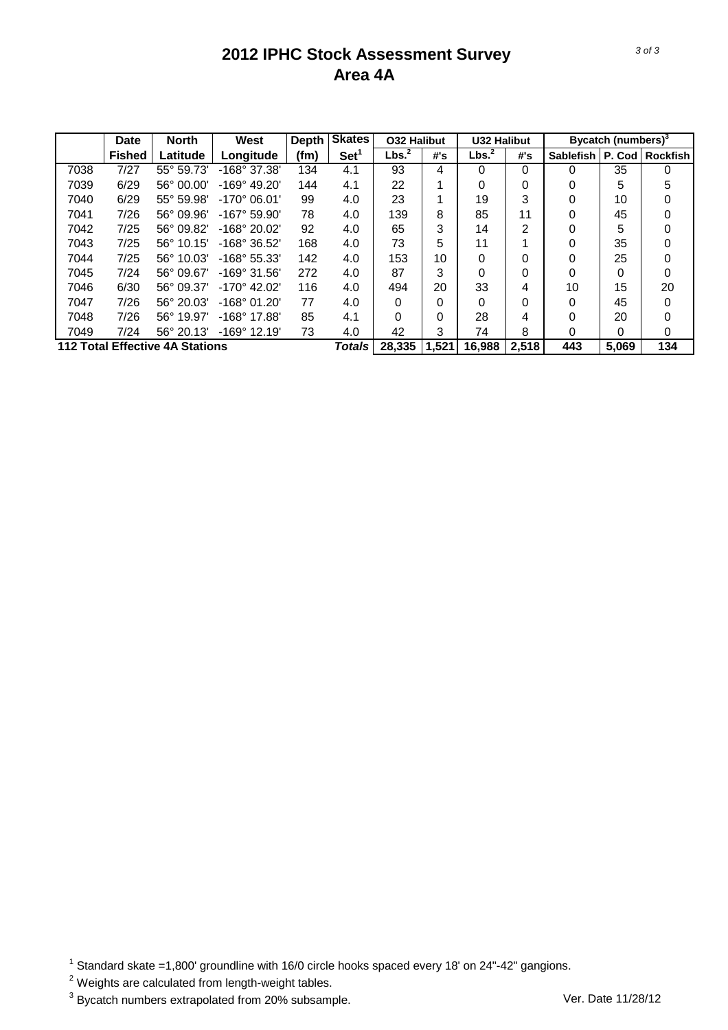# 2012 IPHC Stock Assessment Survey
## Area 4A

| | Date | North | West | Depth | Skates | O32 Halibut | | U32 Halibut | | Bycatch (numbers)[3] | | |
|---|---|---|---|---|---|---|---|---|---|---|---|---|
| | Fished | Latitude | Longitude | (fm) | Set[1] | Lbs.[2] | #'s | Lbs.[2] | #'s | Sablefish | P. Cod | Rockfish |
| 7038 | 7/27 | 55° 59.73' | -168° 37.38' | 134 | 4.1 | 93 | 4 | 0 | 0 | 0 | 35 | 0 |
| 7039 | 6/29 | 56° 00.00' | -169° 49.20' | 144 | 4.1 | 22 | 1 | 0 | 0 | 0 | 5 | 5 |
| 7040 | 6/29 | 55° 59.98' | -170° 06.01' | 99 | 4.0 | 23 | 1 | 19 | 3 | 0 | 10 | 0 |
| 7041 | 7/26 | 56° 09.96' | -167° 59.90' | 78 | 4.0 | 139 | 8 | 85 | 11 | 0 | 45 | 0 |
| 7042 | 7/25 | 56° 09.82' | -168° 20.02' | 92 | 4.0 | 65 | 3 | 14 | 2 | 0 | 5 | 0 |
| 7043 | 7/25 | 56° 10.15' | -168° 36.52' | 168 | 4.0 | 73 | 5 | 11 | 1 | 0 | 35 | 0 |
| 7044 | 7/25 | 56° 10.03' | -168° 55.33' | 142 | 4.0 | 153 | 10 | 0 | 0 | 0 | 25 | 0 |
| 7045 | 7/24 | 56° 09.67' | -169° 31.56' | 272 | 4.0 | 87 | 3 | 0 | 0 | 0 | 0 | 0 |
| 7046 | 6/30 | 56° 09.37' | -170° 42.02' | 116 | 4.0 | 494 | 20 | 33 | 4 | 10 | 15 | 20 |
| 7047 | 7/26 | 56° 20.03' | -168° 01.20' | 77 | 4.0 | 0 | 0 | 0 | 0 | 0 | 45 | 0 |
| 7048 | 7/26 | 56° 19.97' | -168° 17.88' | 85 | 4.1 | 0 | 0 | 28 | 4 | 0 | 20 | 0 |
| 7049 | 7/24 | 56° 20.13' | -169° 12.19' | 73 | 4.0 | 42 | 3 | 74 | 8 | 0 | 0 | 0 |
| **112 Total Effective 4A Stations** | | | | | ***Totals*** | **28,335** | **1,521** | **16,988** | **2,518** | **443** | **5,069** | **134** |

[1] Standard skate =1,800' groundline with 16/0 circle hooks spaced every 18' on 24"-42" gangions.

[2] Weights are calculated from length-weight tables.

[3] Bycatch numbers extrapolated from 20% subsample.

Ver. Date 11/28/12